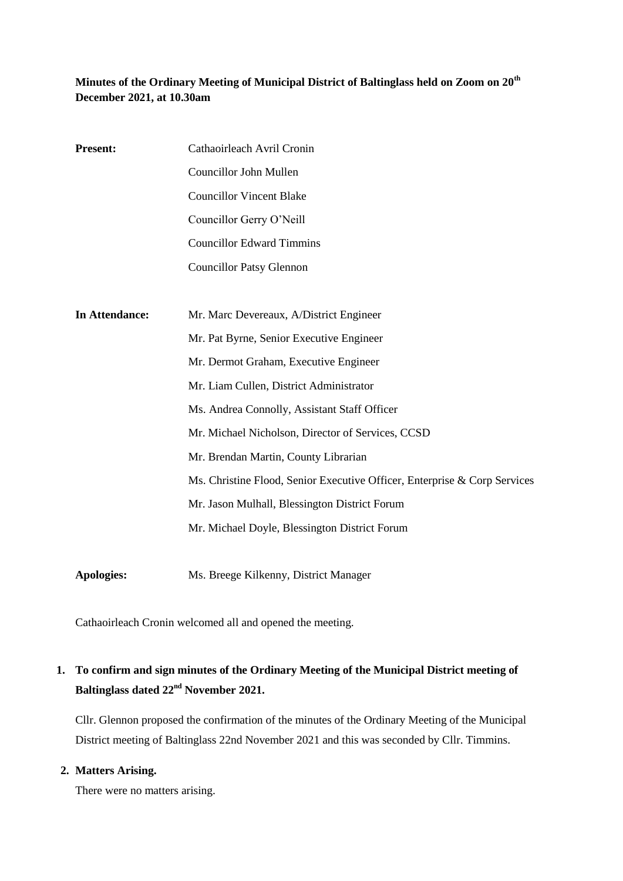**Minutes of the Ordinary Meeting of Municipal District of Baltinglass held on Zoom on 20th December 2021, at 10.30am**

| | |
|---|---|
| **Present:** | Cathaoirleach Avril Cronin |
| | Councillor John Mullen |
| | Councillor Vincent Blake |
| | Councillor Gerry O'Neill |
| | Councillor Edward Timmins |
| | Councillor Patsy Glennon |
| **In Attendance:** | Mr. Marc Devereaux, A/District Engineer |
| | Mr. Pat Byrne, Senior Executive Engineer |
| | Mr. Dermot Graham, Executive Engineer |
| | Mr. Liam Cullen, District Administrator |
| | Ms. Andrea Connolly, Assistant Staff Officer |
| | Mr. Michael Nicholson, Director of Services, CCSD |
| | Mr. Brendan Martin, County Librarian |
| | Ms. Christine Flood, Senior Executive Officer, Enterprise & Corp Services |
| | Mr. Jason Mulhall, Blessington District Forum |
| | Mr. Michael Doyle, Blessington District Forum |
| **Apologies:** | Ms. Breege Kilkenny, District Manager |

Cathaoirleach Cronin welcomed all and opened the meeting.

1. **To confirm and sign minutes of the Ordinary Meeting of the Municipal District meeting of Baltinglass dated 22nd November 2021.**

   Cllr. Glennon proposed the confirmation of the minutes of the Ordinary Meeting of the Municipal District meeting of Baltinglass 22nd November 2021 and this was seconded by Cllr. Timmins.

2. **Matters Arising.**

   There were no matters arising.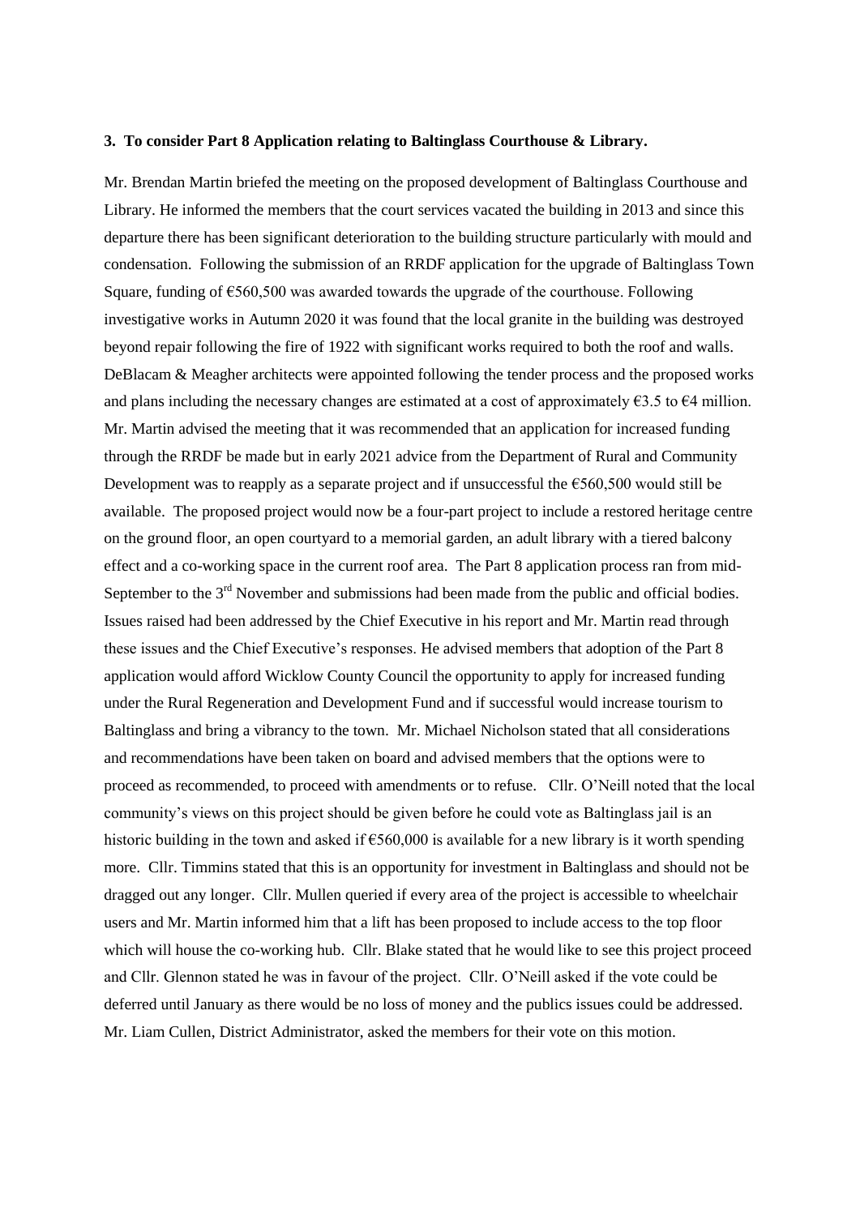**3. To consider Part 8 Application relating to Baltinglass Courthouse & Library.**

Mr. Brendan Martin briefed the meeting on the proposed development of Baltinglass Courthouse and Library. He informed the members that the court services vacated the building in 2013 and since this departure there has been significant deterioration to the building structure particularly with mould and condensation. Following the submission of an RRDF application for the upgrade of Baltinglass Town Square, funding of €560,500 was awarded towards the upgrade of the courthouse. Following investigative works in Autumn 2020 it was found that the local granite in the building was destroyed beyond repair following the fire of 1922 with significant works required to both the roof and walls. DeBlacam & Meagher architects were appointed following the tender process and the proposed works and plans including the necessary changes are estimated at a cost of approximately €3.5 to €4 million. Mr. Martin advised the meeting that it was recommended that an application for increased funding through the RRDF be made but in early 2021 advice from the Department of Rural and Community Development was to reapply as a separate project and if unsuccessful the €560,500 would still be available. The proposed project would now be a four-part project to include a restored heritage centre on the ground floor, an open courtyard to a memorial garden, an adult library with a tiered balcony effect and a co-working space in the current roof area. The Part 8 application process ran from mid-September to the 3rd November and submissions had been made from the public and official bodies. Issues raised had been addressed by the Chief Executive in his report and Mr. Martin read through these issues and the Chief Executive's responses. He advised members that adoption of the Part 8 application would afford Wicklow County Council the opportunity to apply for increased funding under the Rural Regeneration and Development Fund and if successful would increase tourism to Baltinglass and bring a vibrancy to the town. Mr. Michael Nicholson stated that all considerations and recommendations have been taken on board and advised members that the options were to proceed as recommended, to proceed with amendments or to refuse. Cllr. O'Neill noted that the local community's views on this project should be given before he could vote as Baltinglass jail is an historic building in the town and asked if €560,000 is available for a new library is it worth spending more. Cllr. Timmins stated that this is an opportunity for investment in Baltinglass and should not be dragged out any longer. Cllr. Mullen queried if every area of the project is accessible to wheelchair users and Mr. Martin informed him that a lift has been proposed to include access to the top floor which will house the co-working hub. Cllr. Blake stated that he would like to see this project proceed and Cllr. Glennon stated he was in favour of the project. Cllr. O'Neill asked if the vote could be deferred until January as there would be no loss of money and the publics issues could be addressed. Mr. Liam Cullen, District Administrator, asked the members for their vote on this motion.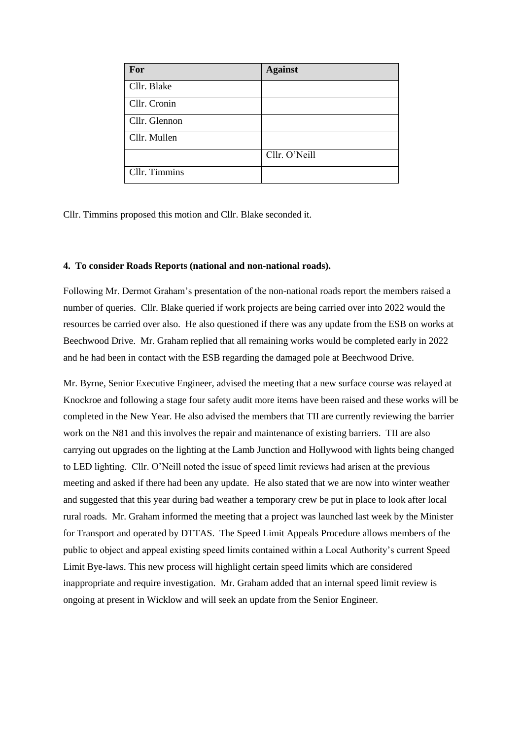| For | Against |
|---|---|
| Cllr. Blake | |
| Cllr. Cronin | |
| Cllr. Glennon | |
| Cllr. Mullen | |
| | Cllr. O'Neill |
| Cllr. Timmins | |

Cllr. Timmins proposed this motion and Cllr. Blake seconded it.

**4. To consider Roads Reports (national and non-national roads).**

Following Mr. Dermot Graham's presentation of the non-national roads report the members raised a number of queries. Cllr. Blake queried if work projects are being carried over into 2022 would the resources be carried over also. He also questioned if there was any update from the ESB on works at Beechwood Drive. Mr. Graham replied that all remaining works would be completed early in 2022 and he had been in contact with the ESB regarding the damaged pole at Beechwood Drive.

Mr. Byrne, Senior Executive Engineer, advised the meeting that a new surface course was relayed at Knockroe and following a stage four safety audit more items have been raised and these works will be completed in the New Year. He also advised the members that TII are currently reviewing the barrier work on the N81 and this involves the repair and maintenance of existing barriers. TII are also carrying out upgrades on the lighting at the Lamb Junction and Hollywood with lights being changed to LED lighting. Cllr. O'Neill noted the issue of speed limit reviews had arisen at the previous meeting and asked if there had been any update. He also stated that we are now into winter weather and suggested that this year during bad weather a temporary crew be put in place to look after local rural roads. Mr. Graham informed the meeting that a project was launched last week by the Minister for Transport and operated by DTTAS. The Speed Limit Appeals Procedure allows members of the public to object and appeal existing speed limits contained within a Local Authority's current Speed Limit Bye-laws. This new process will highlight certain speed limits which are considered inappropriate and require investigation. Mr. Graham added that an internal speed limit review is ongoing at present in Wicklow and will seek an update from the Senior Engineer.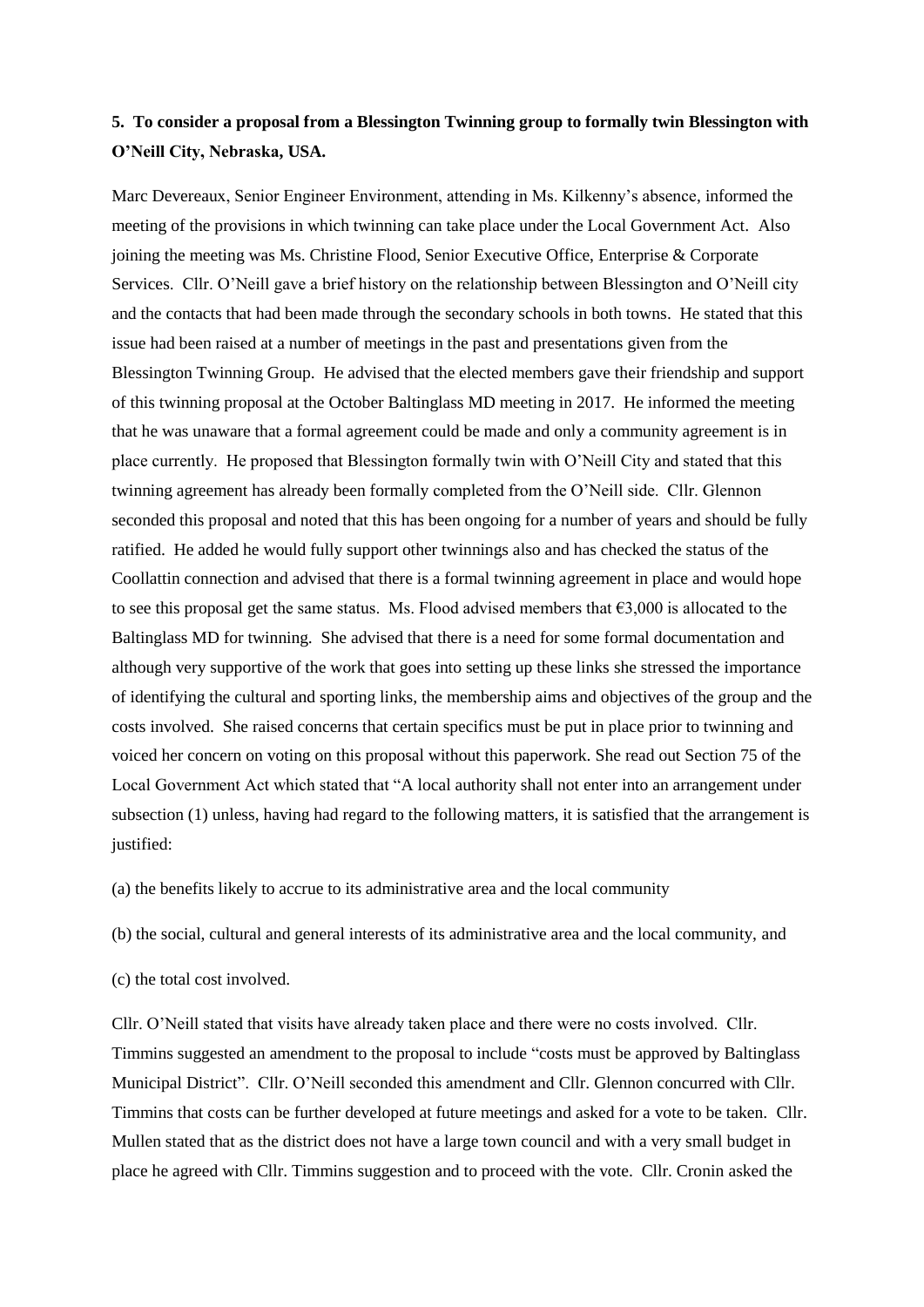**5. To consider a proposal from a Blessington Twinning group to formally twin Blessington with O'Neill City, Nebraska, USA.**

Marc Devereaux, Senior Engineer Environment, attending in Ms. Kilkenny's absence, informed the meeting of the provisions in which twinning can take place under the Local Government Act. Also joining the meeting was Ms. Christine Flood, Senior Executive Office, Enterprise & Corporate Services. Cllr. O'Neill gave a brief history on the relationship between Blessington and O'Neill city and the contacts that had been made through the secondary schools in both towns. He stated that this issue had been raised at a number of meetings in the past and presentations given from the Blessington Twinning Group. He advised that the elected members gave their friendship and support of this twinning proposal at the October Baltinglass MD meeting in 2017. He informed the meeting that he was unaware that a formal agreement could be made and only a community agreement is in place currently. He proposed that Blessington formally twin with O'Neill City and stated that this twinning agreement has already been formally completed from the O'Neill side. Cllr. Glennon seconded this proposal and noted that this has been ongoing for a number of years and should be fully ratified. He added he would fully support other twinnings also and has checked the status of the Coollattin connection and advised that there is a formal twinning agreement in place and would hope to see this proposal get the same status. Ms. Flood advised members that €3,000 is allocated to the Baltinglass MD for twinning. She advised that there is a need for some formal documentation and although very supportive of the work that goes into setting up these links she stressed the importance of identifying the cultural and sporting links, the membership aims and objectives of the group and the costs involved. She raised concerns that certain specifics must be put in place prior to twinning and voiced her concern on voting on this proposal without this paperwork. She read out Section 75 of the Local Government Act which stated that "A local authority shall not enter into an arrangement under subsection (1) unless, having had regard to the following matters, it is satisfied that the arrangement is justified:

(a) the benefits likely to accrue to its administrative area and the local community

(b) the social, cultural and general interests of its administrative area and the local community, and

(c) the total cost involved.

Cllr. O'Neill stated that visits have already taken place and there were no costs involved. Cllr. Timmins suggested an amendment to the proposal to include "costs must be approved by Baltinglass Municipal District". Cllr. O'Neill seconded this amendment and Cllr. Glennon concurred with Cllr. Timmins that costs can be further developed at future meetings and asked for a vote to be taken. Cllr. Mullen stated that as the district does not have a large town council and with a very small budget in place he agreed with Cllr. Timmins suggestion and to proceed with the vote. Cllr. Cronin asked the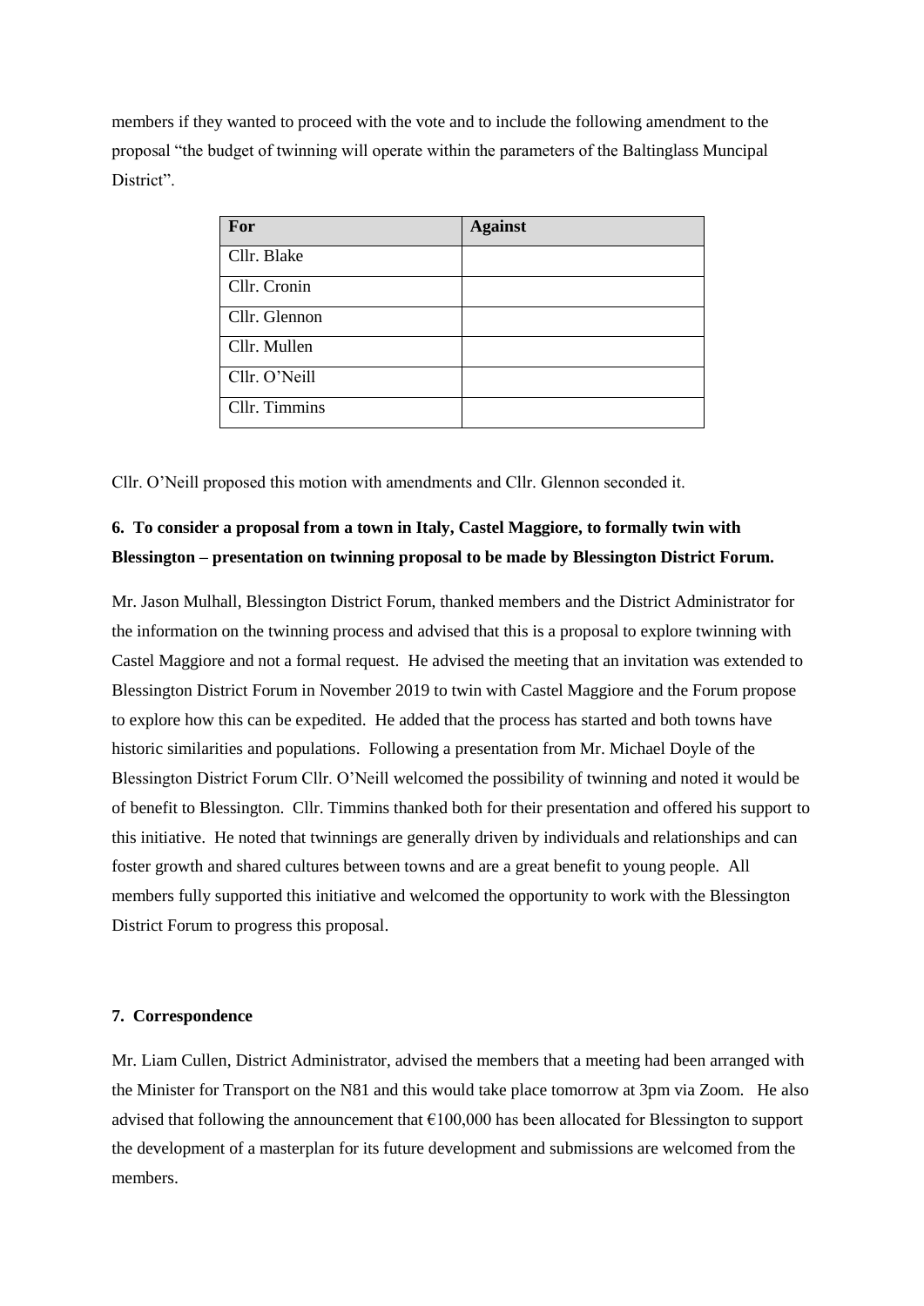members if they wanted to proceed with the vote and to include the following amendment to the proposal "the budget of twinning will operate within the parameters of the Baltinglass Muncipal District".

| For | Against |
| --- | --- |
| Cllr. Blake | |
| Cllr. Cronin | |
| Cllr. Glennon | |
| Cllr. Mullen | |
| Cllr. O'Neill | |
| Cllr. Timmins | |

Cllr. O'Neill proposed this motion with amendments and Cllr. Glennon seconded it.

**6. To consider a proposal from a town in Italy, Castel Maggiore, to formally twin with Blessington – presentation on twinning proposal to be made by Blessington District Forum.**

Mr. Jason Mulhall, Blessington District Forum, thanked members and the District Administrator for the information on the twinning process and advised that this is a proposal to explore twinning with Castel Maggiore and not a formal request. He advised the meeting that an invitation was extended to Blessington District Forum in November 2019 to twin with Castel Maggiore and the Forum propose to explore how this can be expedited. He added that the process has started and both towns have historic similarities and populations. Following a presentation from Mr. Michael Doyle of the Blessington District Forum Cllr. O'Neill welcomed the possibility of twinning and noted it would be of benefit to Blessington. Cllr. Timmins thanked both for their presentation and offered his support to this initiative. He noted that twinnings are generally driven by individuals and relationships and can foster growth and shared cultures between towns and are a great benefit to young people. All members fully supported this initiative and welcomed the opportunity to work with the Blessington District Forum to progress this proposal.

**7. Correspondence**

Mr. Liam Cullen, District Administrator, advised the members that a meeting had been arranged with the Minister for Transport on the N81 and this would take place tomorrow at 3pm via Zoom. He also advised that following the announcement that €100,000 has been allocated for Blessington to support the development of a masterplan for its future development and submissions are welcomed from the members.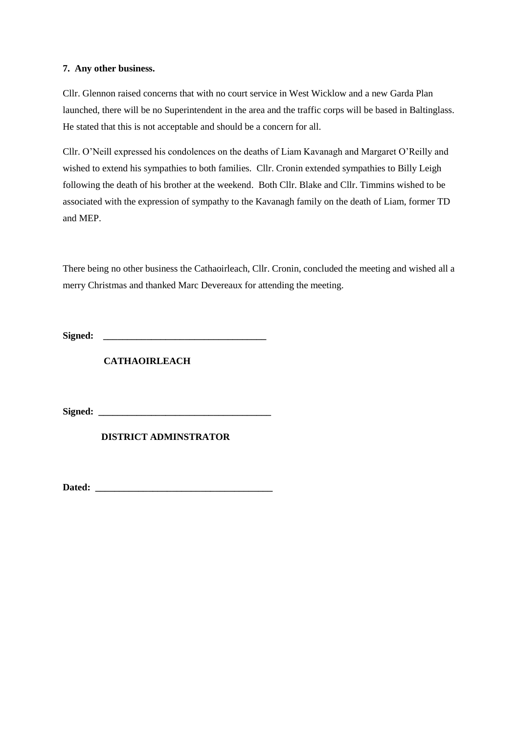**7. Any other business.**

Cllr. Glennon raised concerns that with no court service in West Wicklow and a new Garda Plan launched, there will be no Superintendent in the area and the traffic corps will be based in Baltinglass. He stated that this is not acceptable and should be a concern for all.

Cllr. O'Neill expressed his condolences on the deaths of Liam Kavanagh and Margaret O'Reilly and wished to extend his sympathies to both families. Cllr. Cronin extended sympathies to Billy Leigh following the death of his brother at the weekend. Both Cllr. Blake and Cllr. Timmins wished to be associated with the expression of sympathy to the Kavanagh family on the death of Liam, former TD and MEP.

There being no other business the Cathaoirleach, Cllr. Cronin, concluded the meeting and wished all a merry Christmas and thanked Marc Devereaux for attending the meeting.

**Signed:** ___________________________________

**CATHAOIRLEACH**

**Signed:** _____________________________________

**DISTRICT ADMINSTRATOR**

**Dated:** ______________________________________